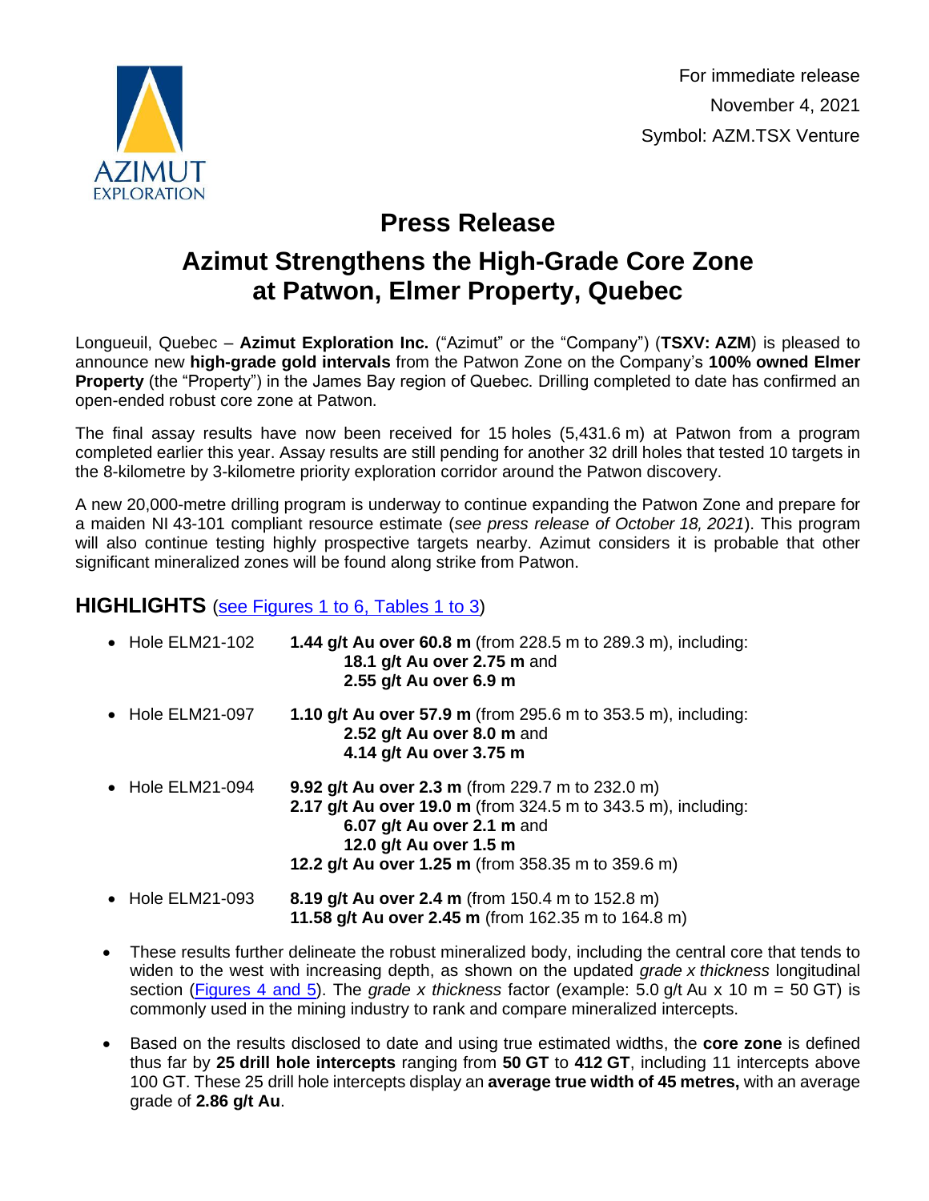For immediate release

November 4, 2021

Symbol: AZM.TSX Venture

# Press Release

# Azimut Strengthens the High-Grade Core Zone at Patwon, Elmer Property, Quebec

Longueuil, Quebec – **Azimut Exploration Inc.** ("Azimut" or the "Company") (**TSXV: AZM**) is pleased to announce new **high-grade gold intervals** from the Patwon Zone on the Company's **100% owned Elmer Property** (the "Property") in the James Bay region of Quebec. Drilling completed to date has confirmed an open-ended robust core zone at Patwon.

The final assay results have now been received for 15 holes (5,431.6 m) at Patwon from a program completed earlier this year. Assay results are still pending for another 32 drill holes that tested 10 targets in the 8-kilometre by 3-kilometre priority exploration corridor around the Patwon discovery.

A new 20,000-metre drilling program is underway to continue expanding the Patwon Zone and prepare for a maiden NI 43-101 compliant resource estimate (*see press release of October 18, 2021*). This program will also continue testing highly prospective targets nearby. Azimut considers it is probable that other significant mineralized zones will be found along strike from Patwon.

## HIGHLIGHTS (see Figures 1 to 6, Tables 1 to 3)

- Hole ELM21-102 — **1.44 g/t Au over 60.8 m** (from 228.5 m to 289.3 m), including:
  - **18.1 g/t Au over 2.75 m** and
  - **2.55 g/t Au over 6.9 m**
- Hole ELM21-097 — **1.10 g/t Au over 57.9 m** (from 295.6 m to 353.5 m), including:
  - **2.52 g/t Au over 8.0 m** and
  - **4.14 g/t Au over 3.75 m**
- Hole ELM21-094 — **9.92 g/t Au over 2.3 m** (from 229.7 m to 232.0 m)
  - **2.17 g/t Au over 19.0 m** (from 324.5 m to 343.5 m), including:
    - **6.07 g/t Au over 2.1 m** and
    - **12.0 g/t Au over 1.5 m**
  - **12.2 g/t Au over 1.25 m** (from 358.35 m to 359.6 m)
- Hole ELM21-093 — **8.19 g/t Au over 2.4 m** (from 150.4 m to 152.8 m)
  - **11.58 g/t Au over 2.45 m** (from 162.35 m to 164.8 m)
- These results further delineate the robust mineralized body, including the central core that tends to widen to the west with increasing depth, as shown on the updated *grade x thickness* longitudinal section (Figures 4 and 5). The *grade x thickness* factor (example: 5.0 g/t Au x 10 m = 50 GT) is commonly used in the mining industry to rank and compare mineralized intercepts.
- Based on the results disclosed to date and using true estimated widths, the **core zone** is defined thus far by **25 drill hole intercepts** ranging from **50 GT** to **412 GT**, including 11 intercepts above 100 GT. These 25 drill hole intercepts display an **average true width of 45 metres,** with an average grade of **2.86 g/t Au**.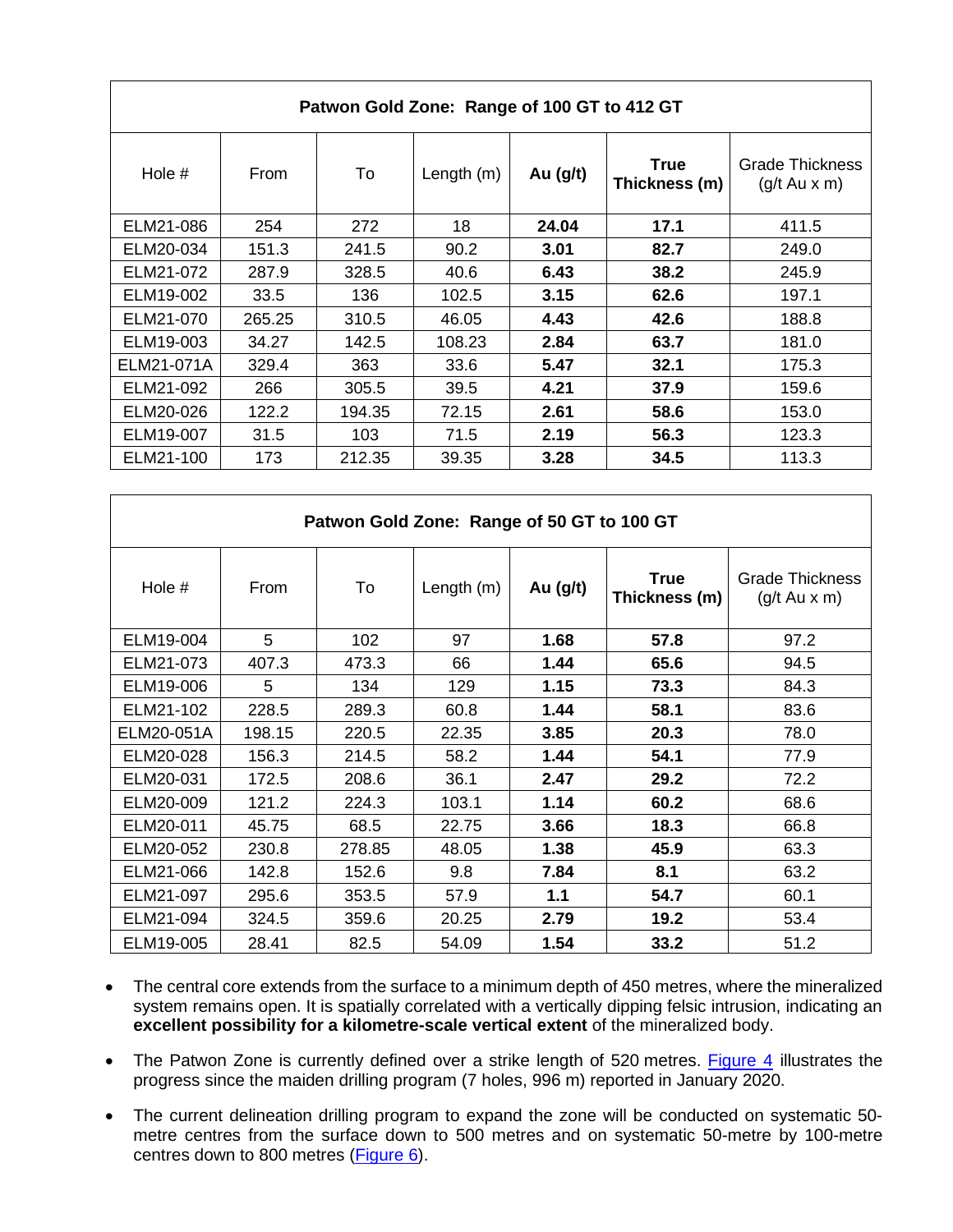| Patwon Gold Zone: Range of 100 GT to 412 GT | | | | | | |
|---|---|---|---|---|---|---|
| Hole # | From | To | Length (m) | **Au (g/t)** | **True Thickness (m)** | Grade Thickness (g/t Au x m) |
| ELM21-086 | 254 | 272 | 18 | **24.04** | **17.1** | 411.5 |
| ELM20-034 | 151.3 | 241.5 | 90.2 | **3.01** | **82.7** | 249.0 |
| ELM21-072 | 287.9 | 328.5 | 40.6 | **6.43** | **38.2** | 245.9 |
| ELM19-002 | 33.5 | 136 | 102.5 | **3.15** | **62.6** | 197.1 |
| ELM21-070 | 265.25 | 310.5 | 46.05 | **4.43** | **42.6** | 188.8 |
| ELM19-003 | 34.27 | 142.5 | 108.23 | **2.84** | **63.7** | 181.0 |
| ELM21-071A | 329.4 | 363 | 33.6 | **5.47** | **32.1** | 175.3 |
| ELM21-092 | 266 | 305.5 | 39.5 | **4.21** | **37.9** | 159.6 |
| ELM20-026 | 122.2 | 194.35 | 72.15 | **2.61** | **58.6** | 153.0 |
| ELM19-007 | 31.5 | 103 | 71.5 | **2.19** | **56.3** | 123.3 |
| ELM21-100 | 173 | 212.35 | 39.35 | **3.28** | **34.5** | 113.3 |

| Patwon Gold Zone: Range of 50 GT to 100 GT | | | | | | |
|---|---|---|---|---|---|---|
| Hole # | From | To | Length (m) | **Au (g/t)** | **True Thickness (m)** | Grade Thickness (g/t Au x m) |
| ELM19-004 | 5 | 102 | 97 | **1.68** | **57.8** | 97.2 |
| ELM21-073 | 407.3 | 473.3 | 66 | **1.44** | **65.6** | 94.5 |
| ELM19-006 | 5 | 134 | 129 | **1.15** | **73.3** | 84.3 |
| ELM21-102 | 228.5 | 289.3 | 60.8 | **1.44** | **58.1** | 83.6 |
| ELM20-051A | 198.15 | 220.5 | 22.35 | **3.85** | **20.3** | 78.0 |
| ELM20-028 | 156.3 | 214.5 | 58.2 | **1.44** | **54.1** | 77.9 |
| ELM20-031 | 172.5 | 208.6 | 36.1 | **2.47** | **29.2** | 72.2 |
| ELM20-009 | 121.2 | 224.3 | 103.1 | **1.14** | **60.2** | 68.6 |
| ELM20-011 | 45.75 | 68.5 | 22.75 | **3.66** | **18.3** | 66.8 |
| ELM20-052 | 230.8 | 278.85 | 48.05 | **1.38** | **45.9** | 63.3 |
| ELM21-066 | 142.8 | 152.6 | 9.8 | **7.84** | **8.1** | 63.2 |
| ELM21-097 | 295.6 | 353.5 | 57.9 | **1.1** | **54.7** | 60.1 |
| ELM21-094 | 324.5 | 359.6 | 20.25 | **2.79** | **19.2** | 53.4 |
| ELM19-005 | 28.41 | 82.5 | 54.09 | **1.54** | **33.2** | 51.2 |

- The central core extends from the surface to a minimum depth of 450 metres, where the mineralized system remains open. It is spatially correlated with a vertically dipping felsic intrusion, indicating an **excellent possibility for a kilometre-scale vertical extent** of the mineralized body.
- The Patwon Zone is currently defined over a strike length of 520 metres. Figure 4 illustrates the progress since the maiden drilling program (7 holes, 996 m) reported in January 2020.
- The current delineation drilling program to expand the zone will be conducted on systematic 50-metre centres from the surface down to 500 metres and on systematic 50-metre by 100-metre centres down to 800 metres (Figure 6).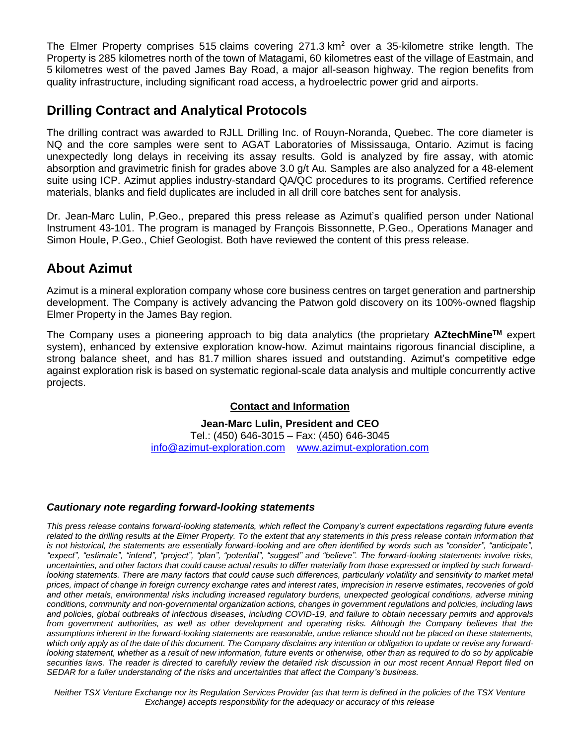The Elmer Property comprises 515 claims covering 271.3 km$^2$ over a 35-kilometre strike length. The Property is 285 kilometres north of the town of Matagami, 60 kilometres east of the village of Eastmain, and 5 kilometres west of the paved James Bay Road, a major all-season highway. The region benefits from quality infrastructure, including significant road access, a hydroelectric power grid and airports.

## Drilling Contract and Analytical Protocols

The drilling contract was awarded to RJLL Drilling Inc. of Rouyn-Noranda, Quebec. The core diameter is NQ and the core samples were sent to AGAT Laboratories of Mississauga, Ontario. Azimut is facing unexpectedly long delays in receiving its assay results. Gold is analyzed by fire assay, with atomic absorption and gravimetric finish for grades above 3.0 g/t Au. Samples are also analyzed for a 48-element suite using ICP. Azimut applies industry-standard QA/QC procedures to its programs. Certified reference materials, blanks and field duplicates are included in all drill core batches sent for analysis.

Dr. Jean-Marc Lulin, P.Geo., prepared this press release as Azimut's qualified person under National Instrument 43-101. The program is managed by François Bissonnette, P.Geo., Operations Manager and Simon Houle, P.Geo., Chief Geologist. Both have reviewed the content of this press release.

## About Azimut

Azimut is a mineral exploration company whose core business centres on target generation and partnership development. The Company is actively advancing the Patwon gold discovery on its 100%-owned flagship Elmer Property in the James Bay region.

The Company uses a pioneering approach to big data analytics (the proprietary **AZtechMine™** expert system), enhanced by extensive exploration know-how. Azimut maintains rigorous financial discipline, a strong balance sheet, and has 81.7 million shares issued and outstanding. Azimut's competitive edge against exploration risk is based on systematic regional-scale data analysis and multiple concurrently active projects.

**Contact and Information**

**Jean-Marc Lulin, President and CEO**
Tel.: (450) 646-3015 – Fax: (450) 646-3045
info@azimut-exploration.com www.azimut-exploration.com

### *Cautionary note regarding forward-looking statements*

*This press release contains forward-looking statements, which reflect the Company's current expectations regarding future events related to the drilling results at the Elmer Property. To the extent that any statements in this press release contain information that is not historical, the statements are essentially forward-looking and are often identified by words such as "consider", "anticipate", "expect", "estimate", "intend", "project", "plan", "potential", "suggest" and "believe". The forward-looking statements involve risks, uncertainties, and other factors that could cause actual results to differ materially from those expressed or implied by such forward-looking statements. There are many factors that could cause such differences, particularly volatility and sensitivity to market metal prices, impact of change in foreign currency exchange rates and interest rates, imprecision in reserve estimates, recoveries of gold and other metals, environmental risks including increased regulatory burdens, unexpected geological conditions, adverse mining conditions, community and non-governmental organization actions, changes in government regulations and policies, including laws and policies, global outbreaks of infectious diseases, including COVID-19, and failure to obtain necessary permits and approvals from government authorities, as well as other development and operating risks. Although the Company believes that the assumptions inherent in the forward-looking statements are reasonable, undue reliance should not be placed on these statements, which only apply as of the date of this document. The Company disclaims any intention or obligation to update or revise any forward-looking statement, whether as a result of new information, future events or otherwise, other than as required to do so by applicable securities laws. The reader is directed to carefully review the detailed risk discussion in our most recent Annual Report filed on SEDAR for a fuller understanding of the risks and uncertainties that affect the Company's business.*

*Neither TSX Venture Exchange nor its Regulation Services Provider (as that term is defined in the policies of the TSX Venture Exchange) accepts responsibility for the adequacy or accuracy of this release*